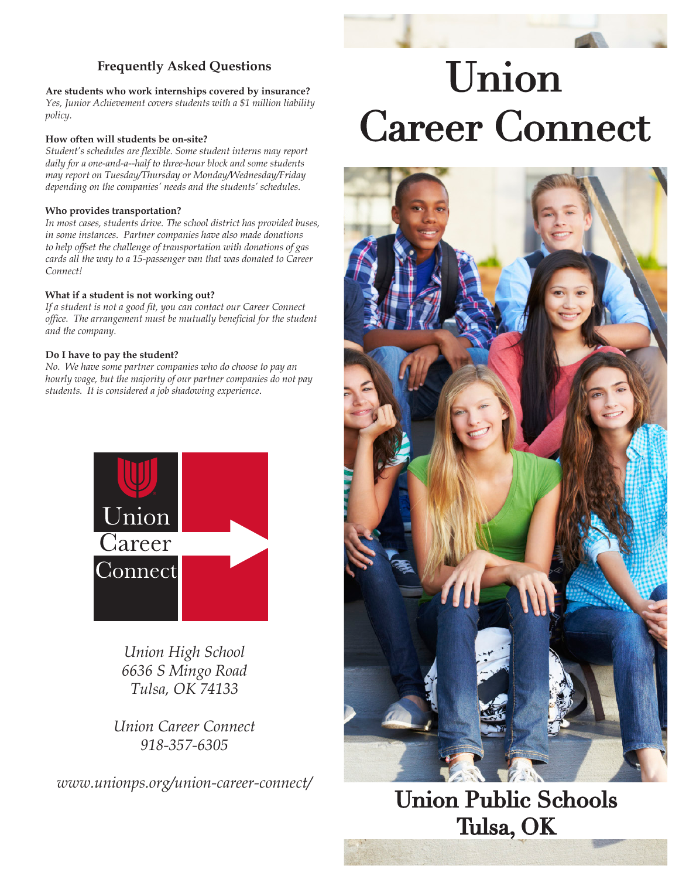# Union Career Connect

## Frequently Asked Questions

**Are students who work internships covered by insurance?**
*Yes, Junior Achievement covers students with a $1 million liability policy.*

**How often will students be on-site?**
*Student's schedules are flexible. Some student interns may report daily for a one-and-a--half to three-hour block and some students may report on Tuesday/Thursday or Monday/Wednesday/Friday depending on the companies' needs and the students' schedules.*

**Who provides transportation?**
*In most cases, students drive. The school district has provided buses, in some instances. Partner companies have also made donations to help offset the challenge of transportation with donations of gas cards all the way to a 15-passenger van that was donated to Career Connect!*

**What if a student is not working out?**
*If a student is not a good fit, you can contact our Career Connect office. The arrangement must be mutually beneficial for the student and the company.*

**Do I have to pay the student?**
*No. We have some partner companies who do choose to pay an hourly wage, but the majority of our partner companies do not pay students. It is considered a job shadowing experience.*

Union Career Connect

*Union High School*
*6636 S Mingo Road*
*Tulsa, OK 74133*

*Union Career Connect*
*918-357-6305*

*www.unionps.org/union-career-connect/*

## Union Public Schools
## Tulsa, OK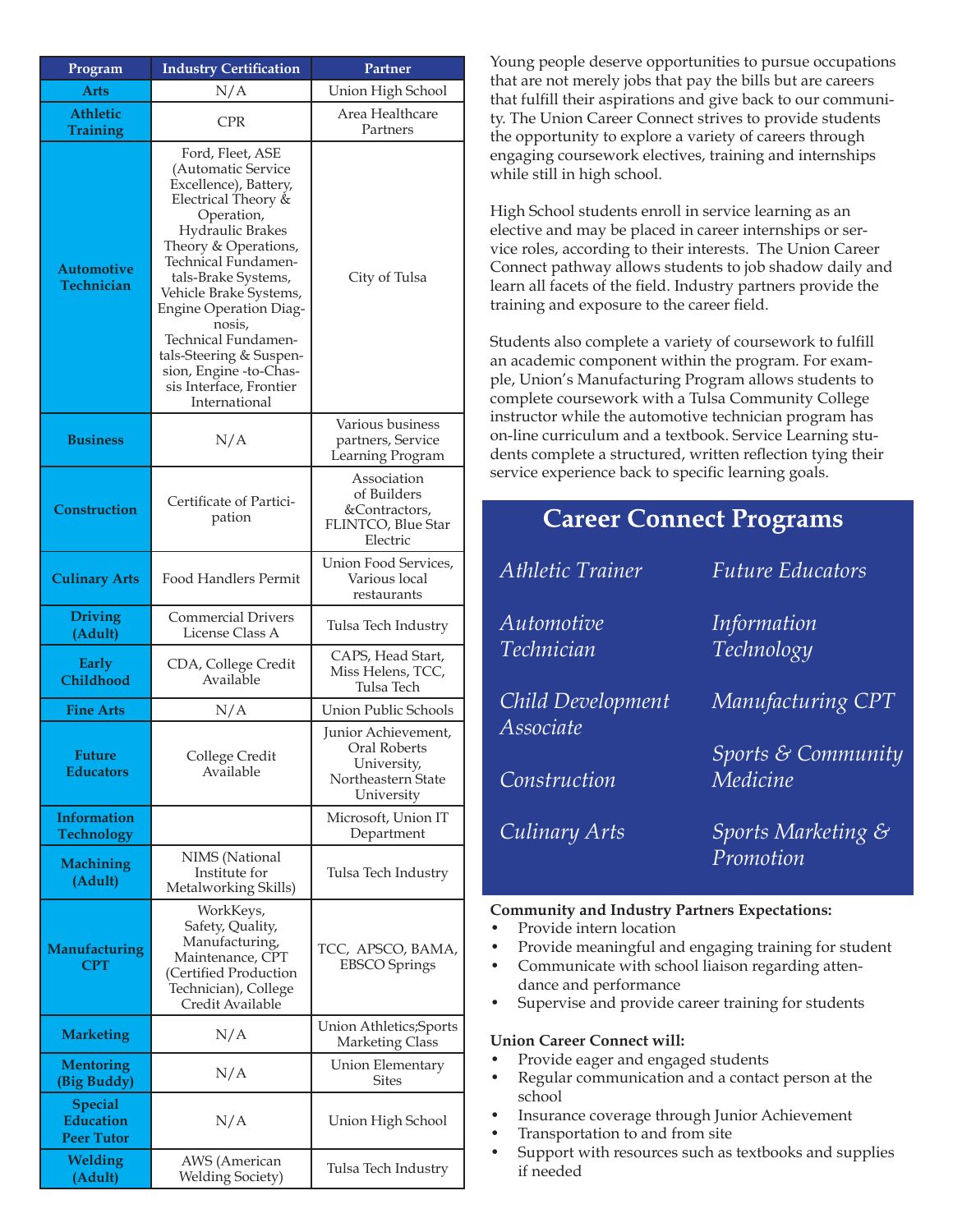| Program | Industry Certification | Partner |
|---|---|---|
| Arts | N/A | Union High School |
| Athletic Training | CPR | Area Healthcare Partners |
| Automotive Technician | Ford, Fleet, ASE (Automatic Service Excellence), Battery, Electrical Theory & Operation, Hydraulic Brakes Theory & Operations, Technical Fundamentals-Brake Systems, Vehicle Brake Systems, Engine Operation Diagnosis, Technical Fundamentals-Steering & Suspension, Engine -to-Chassis Interface, Frontier International | City of Tulsa |
| Business | N/A | Various business partners, Service Learning Program |
| Construction | Certificate of Participation | Association of Builders &Contractors, FLINTCO, Blue Star Electric |
| Culinary Arts | Food Handlers Permit | Union Food Services, Various local restaurants |
| Driving (Adult) | Commercial Drivers License Class A | Tulsa Tech Industry |
| Early Childhood | CDA, College Credit Available | CAPS, Head Start, Miss Helens, TCC, Tulsa Tech |
| Fine Arts | N/A | Union Public Schools |
| Future Educators | College Credit Available | Junior Achievement, Oral Roberts University, Northeastern State University |
| Information Technology | | Microsoft, Union IT Department |
| Machining (Adult) | NIMS (National Institute for Metalworking Skills) | Tulsa Tech Industry |
| Manufacturing CPT | WorkKeys, Safety, Quality, Manufacturing, Maintenance, CPT (Certified Production Technician), College Credit Available | TCC, APSCO, BAMA, EBSCO Springs |
| Marketing | N/A | Union Athletics;Sports Marketing Class |
| Mentoring (Big Buddy) | N/A | Union Elementary Sites |
| Special Education Peer Tutor | N/A | Union High School |
| Welding (Adult) | AWS (American Welding Society) | Tulsa Tech Industry |

Young people deserve opportunities to pursue occupations that are not merely jobs that pay the bills but are careers that fulfill their aspirations and give back to our community. The Union Career Connect strives to provide students the opportunity to explore a variety of careers through engaging coursework electives, training and internships while still in high school.

High School students enroll in service learning as an elective and may be placed in career internships or service roles, according to their interests. The Union Career Connect pathway allows students to job shadow daily and learn all facets of the field. Industry partners provide the training and exposure to the career field.

Students also complete a variety of coursework to fulfill an academic component within the program. For example, Union's Manufacturing Program allows students to complete coursework with a Tulsa Community College instructor while the automotive technician program has on-line curriculum and a textbook. Service Learning students complete a structured, written reflection tying their service experience back to specific learning goals.

## Career Connect Programs

*Athletic Trainer*

*Automotive Technician*

*Child Development Associate*

*Construction*

*Culinary Arts*

*Future Educators*

*Information Technology*

*Manufacturing CPT*

*Sports & Community Medicine*

*Sports Marketing & Promotion*

**Community and Industry Partners Expectations:**

- Provide intern location
- Provide meaningful and engaging training for student
- Communicate with school liaison regarding attendance and performance
- Supervise and provide career training for students

**Union Career Connect will:**

- Provide eager and engaged students
- Regular communication and a contact person at the school
- Insurance coverage through Junior Achievement
- Transportation to and from site
- Support with resources such as textbooks and supplies if needed